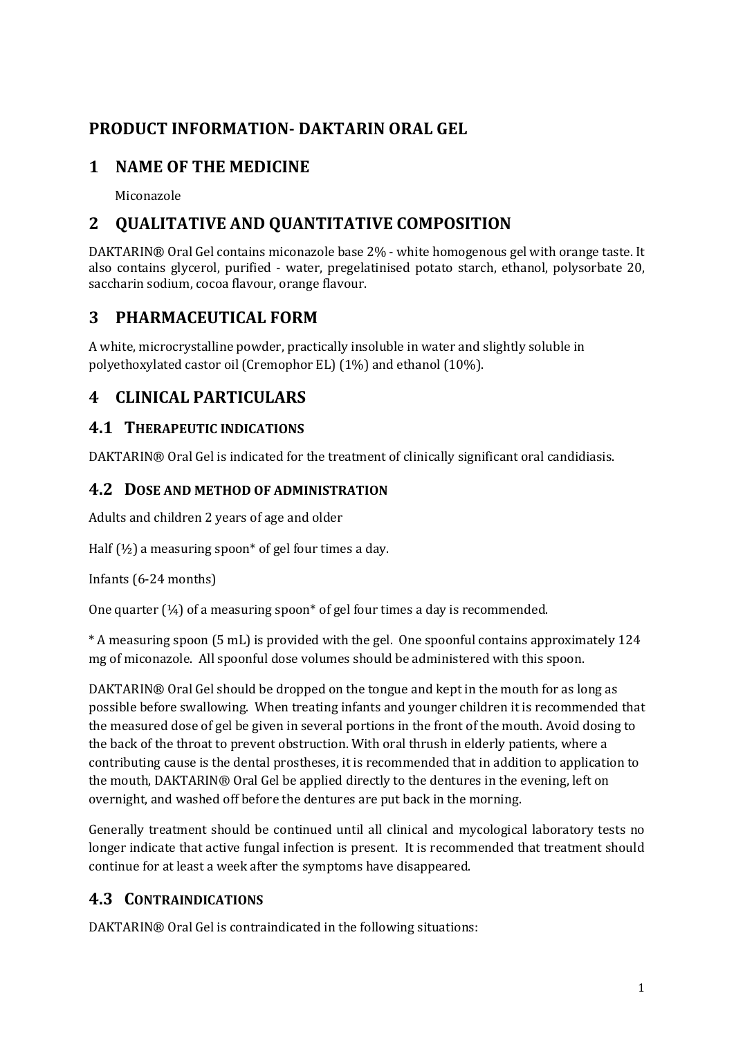# PRODUCT INFORMATION- DAKTARIN ORAL GEL

## 1 NAME OF THE MEDICINE

Miconazole

## 2 QUALITATIVE AND QUANTITATIVE COMPOSITION

DAKTARIN® Oral Gel contains miconazole base 2% - white homogenous gel with orange taste. It also contains glycerol, purified - water, pregelatinised potato starch, ethanol, polysorbate 20, saccharin sodium, cocoa flavour, orange flavour.

## 3 PHARMACEUTICAL FORM

A white, microcrystalline powder, practically insoluble in water and slightly soluble in polyethoxylated castor oil (Cremophor EL) (1%) and ethanol (10%).

## 4 CLINICAL PARTICULARS

### 4.1 THERAPEUTIC INDICATIONS

DAKTARIN® Oral Gel is indicated for the treatment of clinically significant oral candidiasis.

### 4.2 DOSE AND METHOD OF ADMINISTRATION

Adults and children 2 years of age and older

Half (½) a measuring spoon* of gel four times a day.

Infants (6-24 months)

One quarter (¼) of a measuring spoon* of gel four times a day is recommended.

* A measuring spoon (5 mL) is provided with the gel. One spoonful contains approximately 124 mg of miconazole. All spoonful dose volumes should be administered with this spoon.

DAKTARIN® Oral Gel should be dropped on the tongue and kept in the mouth for as long as possible before swallowing. When treating infants and younger children it is recommended that the measured dose of gel be given in several portions in the front of the mouth. Avoid dosing to the back of the throat to prevent obstruction. With oral thrush in elderly patients, where a contributing cause is the dental prostheses, it is recommended that in addition to application to the mouth, DAKTARIN® Oral Gel be applied directly to the dentures in the evening, left on overnight, and washed off before the dentures are put back in the morning.

Generally treatment should be continued until all clinical and mycological laboratory tests no longer indicate that active fungal infection is present. It is recommended that treatment should continue for at least a week after the symptoms have disappeared.

### 4.3 CONTRAINDICATIONS

DAKTARIN® Oral Gel is contraindicated in the following situations: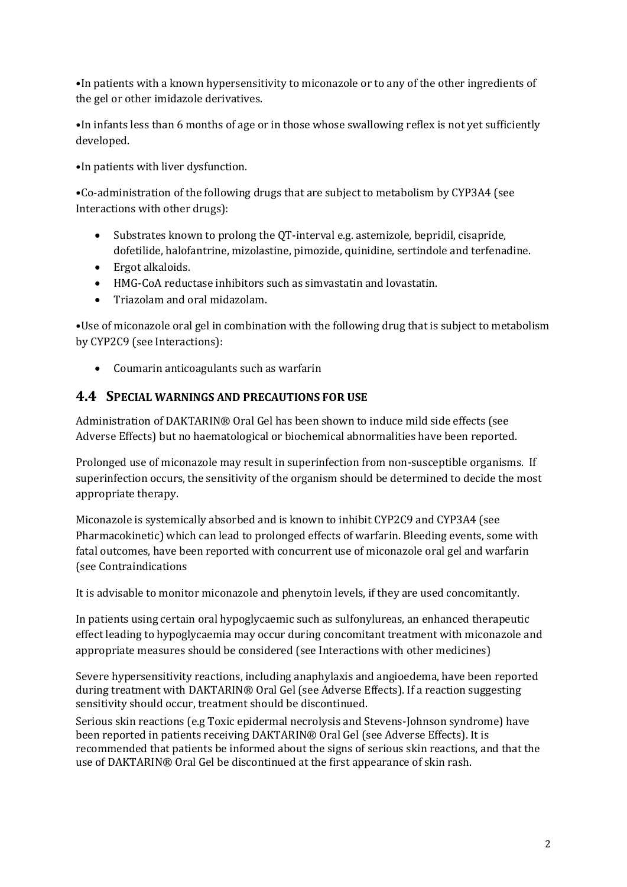- In patients with a known hypersensitivity to miconazole or to any of the other ingredients of the gel or other imidazole derivatives.

- In infants less than 6 months of age or in those whose swallowing reflex is not yet sufficiently developed.

- In patients with liver dysfunction.

- Co-administration of the following drugs that are subject to metabolism by CYP3A4 (see Interactions with other drugs):
  - Substrates known to prolong the QT-interval e.g. astemizole, bepridil, cisapride, dofetilide, halofantrine, mizolastine, pimozide, quinidine, sertindole and terfenadine.
  - Ergot alkaloids.
  - HMG-CoA reductase inhibitors such as simvastatin and lovastatin.
  - Triazolam and oral midazolam.

- Use of miconazole oral gel in combination with the following drug that is subject to metabolism by CYP2C9 (see Interactions):
  - Coumarin anticoagulants such as warfarin

## 4.4 SPECIAL WARNINGS AND PRECAUTIONS FOR USE

Administration of DAKTARIN® Oral Gel has been shown to induce mild side effects (see Adverse Effects) but no haematological or biochemical abnormalities have been reported.

Prolonged use of miconazole may result in superinfection from non-susceptible organisms. If superinfection occurs, the sensitivity of the organism should be determined to decide the most appropriate therapy.

Miconazole is systemically absorbed and is known to inhibit CYP2C9 and CYP3A4 (see Pharmacokinetic) which can lead to prolonged effects of warfarin. Bleeding events, some with fatal outcomes, have been reported with concurrent use of miconazole oral gel and warfarin (see Contraindications

It is advisable to monitor miconazole and phenytoin levels, if they are used concomitantly.

In patients using certain oral hypoglycaemic such as sulfonylureas, an enhanced therapeutic effect leading to hypoglycaemia may occur during concomitant treatment with miconazole and appropriate measures should be considered (see Interactions with other medicines)

Severe hypersensitivity reactions, including anaphylaxis and angioedema, have been reported during treatment with DAKTARIN® Oral Gel (see Adverse Effects). If a reaction suggesting sensitivity should occur, treatment should be discontinued.

Serious skin reactions (e.g Toxic epidermal necrolysis and Stevens-Johnson syndrome) have been reported in patients receiving DAKTARIN® Oral Gel (see Adverse Effects). It is recommended that patients be informed about the signs of serious skin reactions, and that the use of DAKTARIN® Oral Gel be discontinued at the first appearance of skin rash.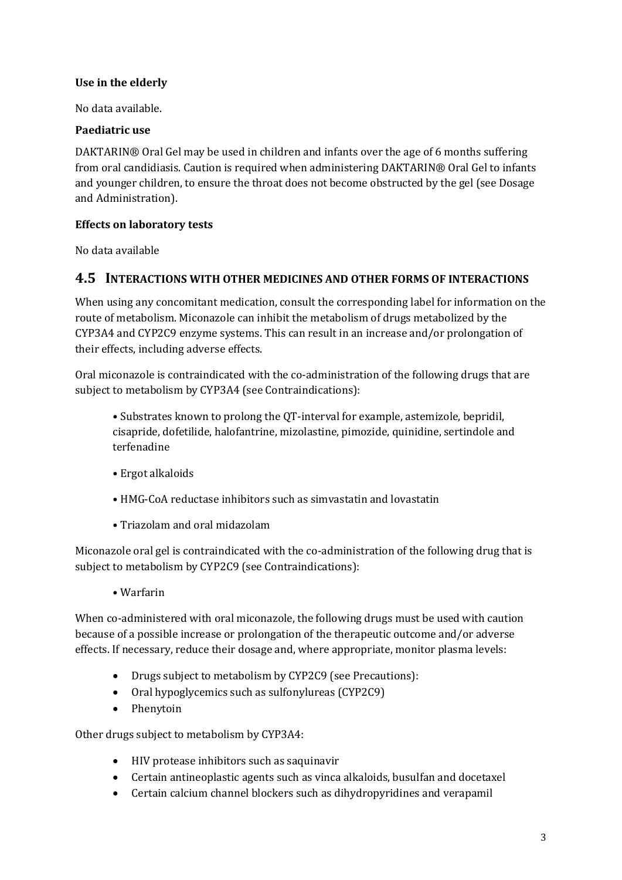**Use in the elderly**

No data available.

**Paediatric use**

DAKTARIN® Oral Gel may be used in children and infants over the age of 6 months suffering from oral candidiasis. Caution is required when administering DAKTARIN® Oral Gel to infants and younger children, to ensure the throat does not become obstructed by the gel (see Dosage and Administration).

**Effects on laboratory tests**

No data available

## 4.5 INTERACTIONS WITH OTHER MEDICINES AND OTHER FORMS OF INTERACTIONS

When using any concomitant medication, consult the corresponding label for information on the route of metabolism. Miconazole can inhibit the metabolism of drugs metabolized by the CYP3A4 and CYP2C9 enzyme systems. This can result in an increase and/or prolongation of their effects, including adverse effects.

Oral miconazole is contraindicated with the co-administration of the following drugs that are subject to metabolism by CYP3A4 (see Contraindications):

- Substrates known to prolong the QT-interval for example, astemizole, bepridil, cisapride, dofetilide, halofantrine, mizolastine, pimozide, quinidine, sertindole and terfenadine
- Ergot alkaloids
- HMG-CoA reductase inhibitors such as simvastatin and lovastatin
- Triazolam and oral midazolam

Miconazole oral gel is contraindicated with the co-administration of the following drug that is subject to metabolism by CYP2C9 (see Contraindications):

- Warfarin

When co-administered with oral miconazole, the following drugs must be used with caution because of a possible increase or prolongation of the therapeutic outcome and/or adverse effects. If necessary, reduce their dosage and, where appropriate, monitor plasma levels:

- Drugs subject to metabolism by CYP2C9 (see Precautions):
- Oral hypoglycemics such as sulfonylureas (CYP2C9)
- Phenytoin

Other drugs subject to metabolism by CYP3A4:

- HIV protease inhibitors such as saquinavir
- Certain antineoplastic agents such as vinca alkaloids, busulfan and docetaxel
- Certain calcium channel blockers such as dihydropyridines and verapamil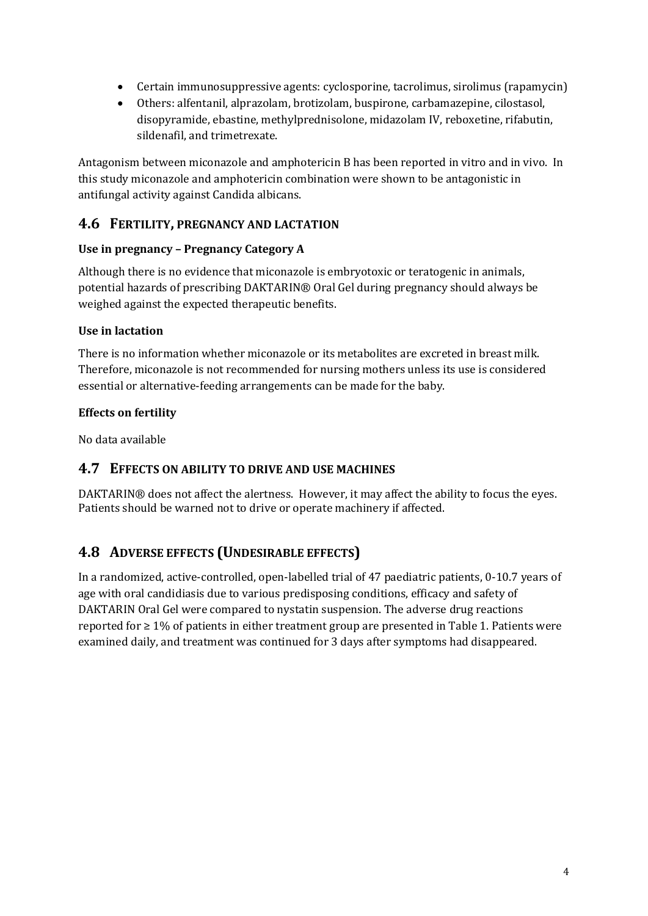- Certain immunosuppressive agents: cyclosporine, tacrolimus, sirolimus (rapamycin)
- Others: alfentanil, alprazolam, brotizolam, buspirone, carbamazepine, cilostasol, disopyramide, ebastine, methylprednisolone, midazolam IV, reboxetine, rifabutin, sildenafil, and trimetrexate.

Antagonism between miconazole and amphotericin B has been reported in vitro and in vivo. In this study miconazole and amphotericin combination were shown to be antagonistic in antifungal activity against Candida albicans.

## 4.6 FERTILITY, PREGNANCY AND LACTATION

**Use in pregnancy – Pregnancy Category A**

Although there is no evidence that miconazole is embryotoxic or teratogenic in animals, potential hazards of prescribing DAKTARIN® Oral Gel during pregnancy should always be weighed against the expected therapeutic benefits.

**Use in lactation**

There is no information whether miconazole or its metabolites are excreted in breast milk. Therefore, miconazole is not recommended for nursing mothers unless its use is considered essential or alternative-feeding arrangements can be made for the baby.

**Effects on fertility**

No data available

## 4.7 EFFECTS ON ABILITY TO DRIVE AND USE MACHINES

DAKTARIN® does not affect the alertness. However, it may affect the ability to focus the eyes. Patients should be warned not to drive or operate machinery if affected.

## 4.8 ADVERSE EFFECTS (UNDESIRABLE EFFECTS)

In a randomized, active-controlled, open-labelled trial of 47 paediatric patients, 0-10.7 years of age with oral candidiasis due to various predisposing conditions, efficacy and safety of DAKTARIN Oral Gel were compared to nystatin suspension. The adverse drug reactions reported for ≥ 1% of patients in either treatment group are presented in Table 1. Patients were examined daily, and treatment was continued for 3 days after symptoms had disappeared.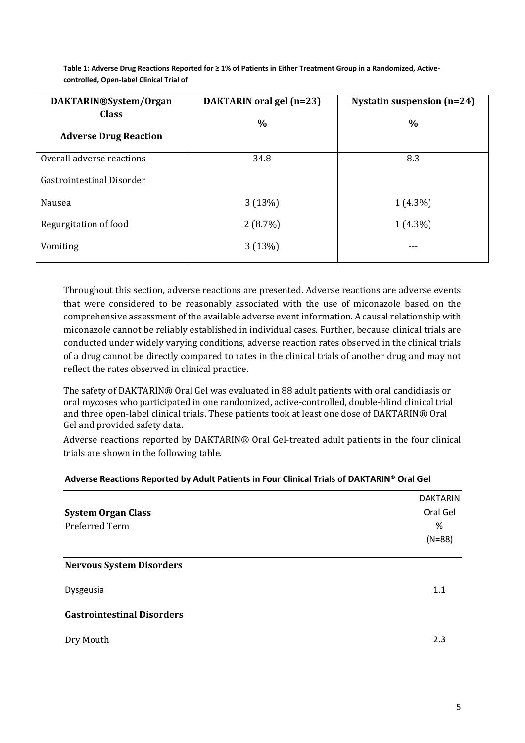**Table 1: Adverse Drug Reactions Reported for ≥ 1% of Patients in Either Treatment Group in a Randomized, Active-controlled, Open-label Clinical Trial of**

| DAKTARIN®System/Organ Class<br>**Adverse Drug Reaction** | DAKTARIN oral gel (n=23)<br>% | Nystatin suspension (n=24)<br>% |
|---|---|---|
| Overall adverse reactions | 34.8 | 8.3 |
| Gastrointestinal Disorder | | |
| Nausea | 3 (13%) | 1 (4.3%) |
| Regurgitation of food | 2 (8.7%) | 1 (4.3%) |
| Vomiting | 3 (13%) | --- |

Throughout this section, adverse reactions are presented. Adverse reactions are adverse events that were considered to be reasonably associated with the use of miconazole based on the comprehensive assessment of the available adverse event information. A causal relationship with miconazole cannot be reliably established in individual cases. Further, because clinical trials are conducted under widely varying conditions, adverse reaction rates observed in the clinical trials of a drug cannot be directly compared to rates in the clinical trials of another drug and may not reflect the rates observed in clinical practice.

The safety of DAKTARIN® Oral Gel was evaluated in 88 adult patients with oral candidiasis or oral mycoses who participated in one randomized, active-controlled, double-blind clinical trial and three open-label clinical trials. These patients took at least one dose of DAKTARIN® Oral Gel and provided safety data.

Adverse reactions reported by DAKTARIN® Oral Gel-treated adult patients in the four clinical trials are shown in the following table.

**Adverse Reactions Reported by Adult Patients in Four Clinical Trials of DAKTARIN® Oral Gel**

| **System Organ Class**<br>Preferred Term | DAKTARIN Oral Gel %<br>(N=88) |
|---|---|
| **Nervous System Disorders** | |
| Dysgeusia | 1.1 |
| **Gastrointestinal Disorders** | |
| Dry Mouth | 2.3 |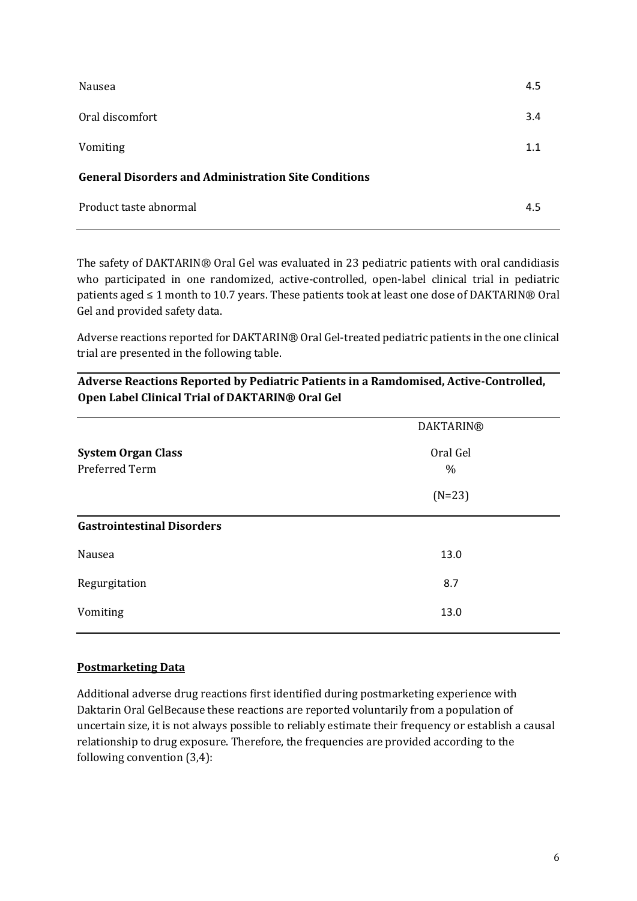| | |
|---|---|
| Nausea | 4.5 |
| Oral discomfort | 3.4 |
| Vomiting | 1.1 |
| **General Disorders and Administration Site Conditions** | |
| Product taste abnormal | 4.5 |

The safety of DAKTARIN® Oral Gel was evaluated in 23 pediatric patients with oral candidiasis who participated in one randomized, active-controlled, open-label clinical trial in pediatric patients aged ≤ 1 month to 10.7 years. These patients took at least one dose of DAKTARIN® Oral Gel and provided safety data.

Adverse reactions reported for DAKTARIN® Oral Gel-treated pediatric patients in the one clinical trial are presented in the following table.

**Adverse Reactions Reported by Pediatric Patients in a Ramdomised, Active-Controlled, Open Label Clinical Trial of DAKTARIN® Oral Gel**

| **System Organ Class** Preferred Term | DAKTARIN® Oral Gel % (N=23) |
|---|---|
| **Gastrointestinal Disorders** | |
| Nausea | 13.0 |
| Regurgitation | 8.7 |
| Vomiting | 13.0 |

**<u>Postmarketing Data</u>**

Additional adverse drug reactions first identified during postmarketing experience with Daktarin Oral GelBecause these reactions are reported voluntarily from a population of uncertain size, it is not always possible to reliably estimate their frequency or establish a causal relationship to drug exposure. Therefore, the frequencies are provided according to the following convention (3,4):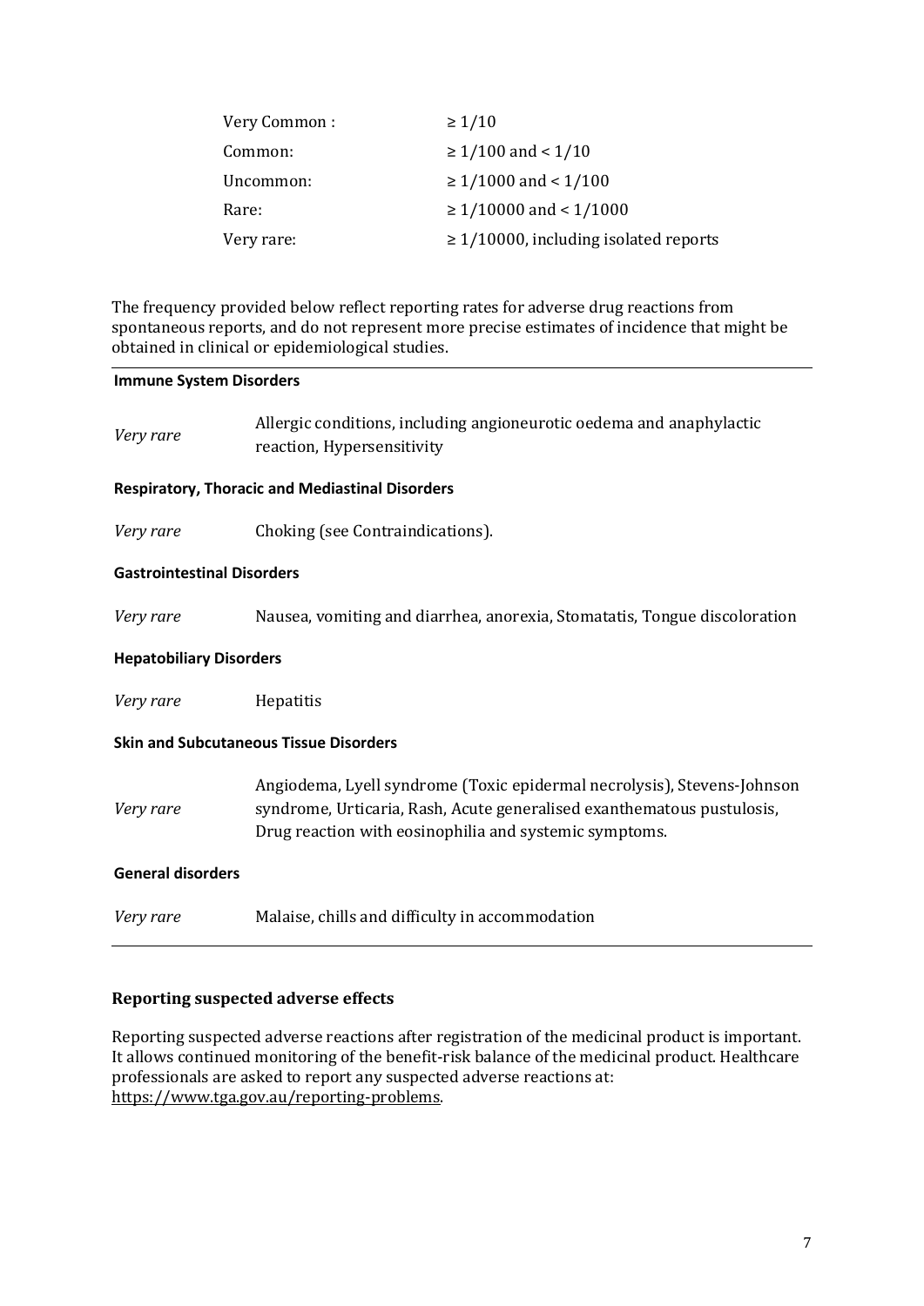| | |
|---|---|
| Very Common : | ≥ 1/10 |
| Common: | ≥ 1/100 and < 1/10 |
| Uncommon: | ≥ 1/1000 and < 1/100 |
| Rare: | ≥ 1/10000 and < 1/1000 |
| Very rare: | ≥ 1/10000, including isolated reports |

The frequency provided below reflect reporting rates for adverse drug reactions from spontaneous reports, and do not represent more precise estimates of incidence that might be obtained in clinical or epidemiological studies.

| | |
|---|---|
| **Immune System Disorders** | |
| *Very rare* | Allergic conditions, including angioneurotic oedema and anaphylactic reaction, Hypersensitivity |
| **Respiratory, Thoracic and Mediastinal Disorders** | |
| *Very rare* | Choking (see Contraindications). |
| **Gastrointestinal Disorders** | |
| *Very rare* | Nausea, vomiting and diarrhea, anorexia, Stomatatis, Tongue discoloration |
| **Hepatobiliary Disorders** | |
| *Very rare* | Hepatitis |
| **Skin and Subcutaneous Tissue Disorders** | |
| *Very rare* | Angiodema, Lyell syndrome (Toxic epidermal necrolysis), Stevens-Johnson syndrome, Urticaria, Rash, Acute generalised exanthematous pustulosis, Drug reaction with eosinophilia and systemic symptoms. |
| **General disorders** | |
| *Very rare* | Malaise, chills and difficulty in accommodation |

### Reporting suspected adverse effects

Reporting suspected adverse reactions after registration of the medicinal product is important. It allows continued monitoring of the benefit-risk balance of the medicinal product. Healthcare professionals are asked to report any suspected adverse reactions at: https://www.tga.gov.au/reporting-problems.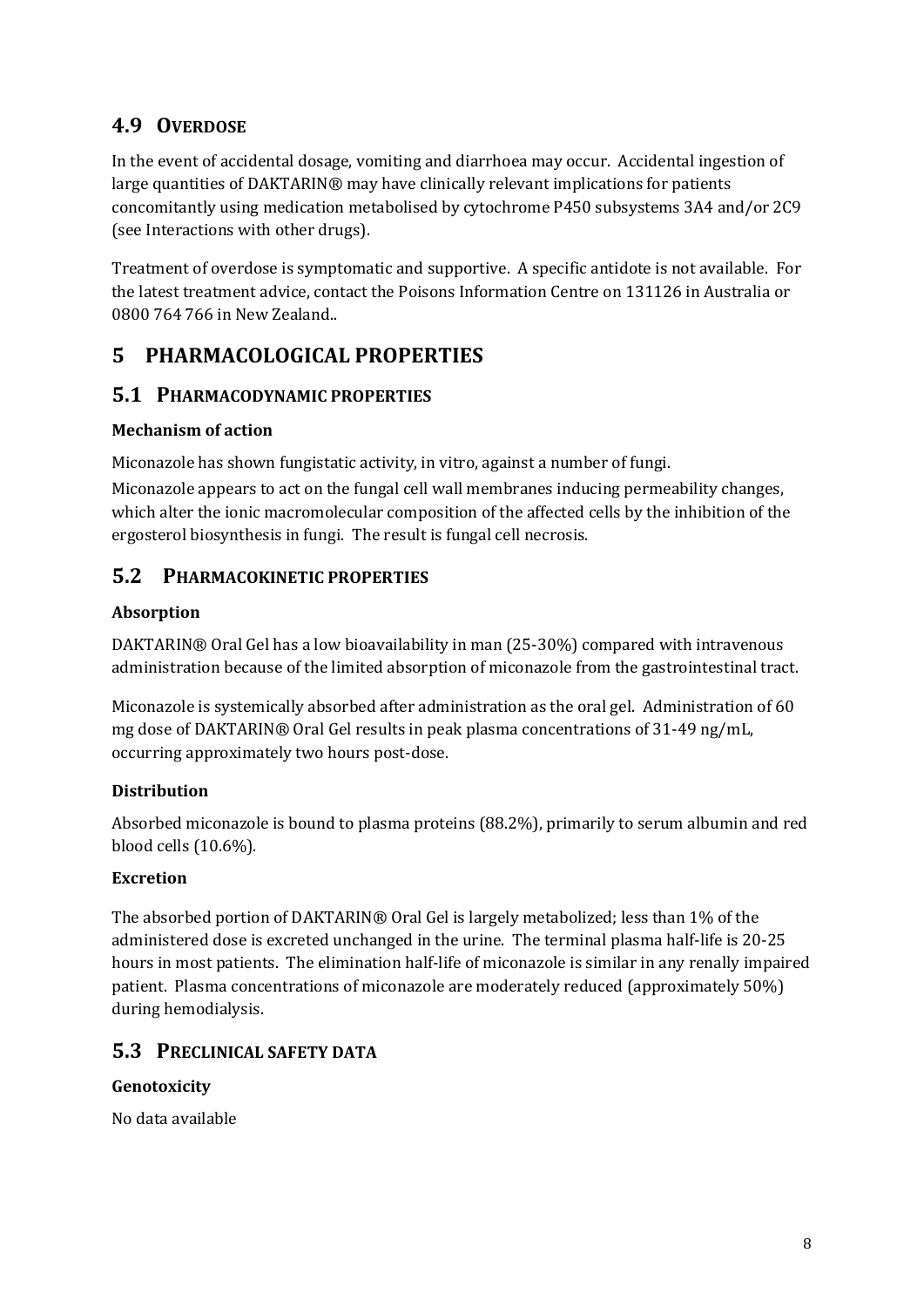## 4.9 OVERDOSE

In the event of accidental dosage, vomiting and diarrhoea may occur. Accidental ingestion of large quantities of DAKTARIN® may have clinically relevant implications for patients concomitantly using medication metabolised by cytochrome P450 subsystems 3A4 and/or 2C9 (see Interactions with other drugs).

Treatment of overdose is symptomatic and supportive. A specific antidote is not available. For the latest treatment advice, contact the Poisons Information Centre on 131126 in Australia or 0800 764 766 in New Zealand..

# 5 PHARMACOLOGICAL PROPERTIES

## 5.1 PHARMACODYNAMIC PROPERTIES

### Mechanism of action

Miconazole has shown fungistatic activity, in vitro, against a number of fungi.

Miconazole appears to act on the fungal cell wall membranes inducing permeability changes, which alter the ionic macromolecular composition of the affected cells by the inhibition of the ergosterol biosynthesis in fungi. The result is fungal cell necrosis.

## 5.2 PHARMACOKINETIC PROPERTIES

### Absorption

DAKTARIN® Oral Gel has a low bioavailability in man (25-30%) compared with intravenous administration because of the limited absorption of miconazole from the gastrointestinal tract.

Miconazole is systemically absorbed after administration as the oral gel. Administration of 60 mg dose of DAKTARIN® Oral Gel results in peak plasma concentrations of 31-49 ng/mL, occurring approximately two hours post-dose.

### Distribution

Absorbed miconazole is bound to plasma proteins (88.2%), primarily to serum albumin and red blood cells (10.6%).

### Excretion

The absorbed portion of DAKTARIN® Oral Gel is largely metabolized; less than 1% of the administered dose is excreted unchanged in the urine. The terminal plasma half-life is 20-25 hours in most patients. The elimination half-life of miconazole is similar in any renally impaired patient. Plasma concentrations of miconazole are moderately reduced (approximately 50%) during hemodialysis.

## 5.3 PRECLINICAL SAFETY DATA

### Genotoxicity

No data available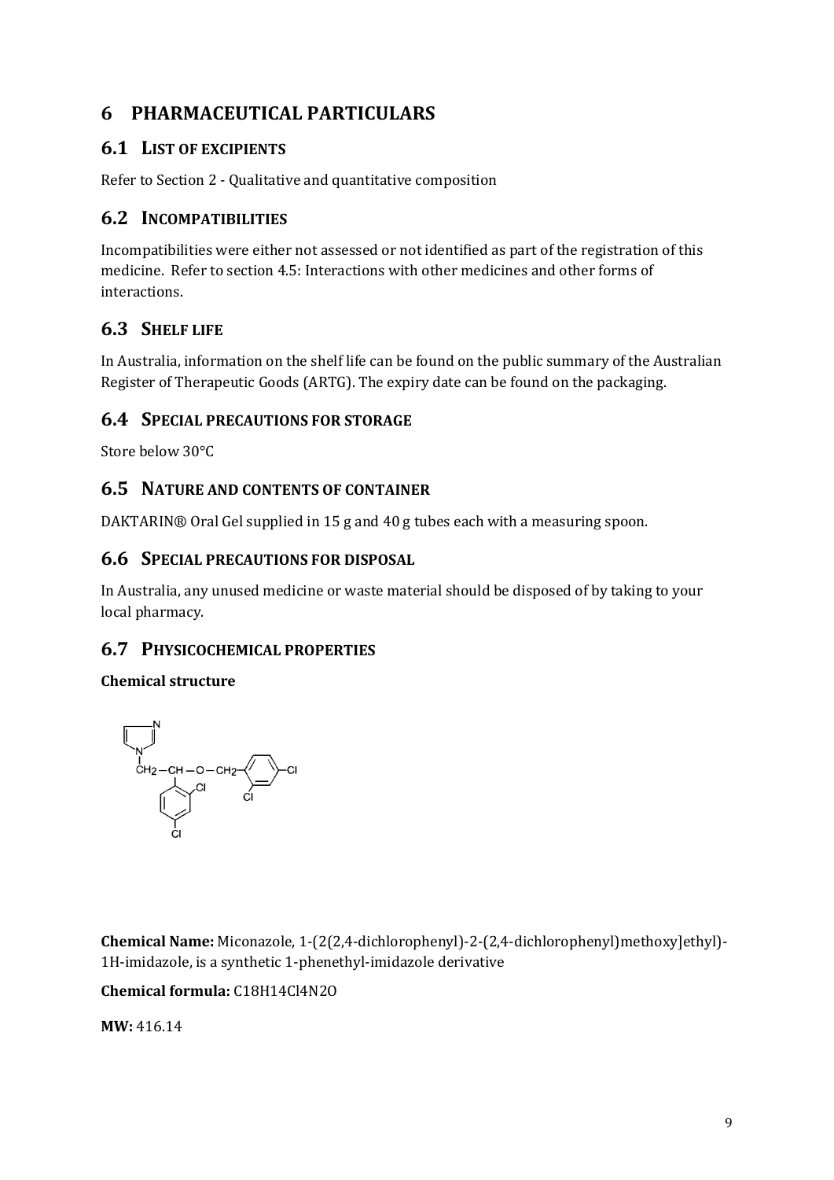# 6 PHARMACEUTICAL PARTICULARS

## 6.1 LIST OF EXCIPIENTS

Refer to Section 2 - Qualitative and quantitative composition

## 6.2 INCOMPATIBILITIES

Incompatibilities were either not assessed or not identified as part of the registration of this medicine. Refer to section 4.5: Interactions with other medicines and other forms of interactions.

## 6.3 SHELF LIFE

In Australia, information on the shelf life can be found on the public summary of the Australian Register of Therapeutic Goods (ARTG). The expiry date can be found on the packaging.

## 6.4 SPECIAL PRECAUTIONS FOR STORAGE

Store below 30°C

## 6.5 NATURE AND CONTENTS OF CONTAINER

DAKTARIN® Oral Gel supplied in 15 g and 40 g tubes each with a measuring spoon.

## 6.6 SPECIAL PRECAUTIONS FOR DISPOSAL

In Australia, any unused medicine or waste material should be disposed of by taking to your local pharmacy.

## 6.7 PHYSICOCHEMICAL PROPERTIES

**Chemical structure**

**Chemical Name:** Miconazole, 1-(2(2,4-dichlorophenyl)-2-(2,4-dichlorophenyl)methoxy]ethyl)-1H-imidazole, is a synthetic 1-phenethyl-imidazole derivative

**Chemical formula:** $C_{18}H_{14}Cl_4N_2O$

**MW:** 416.14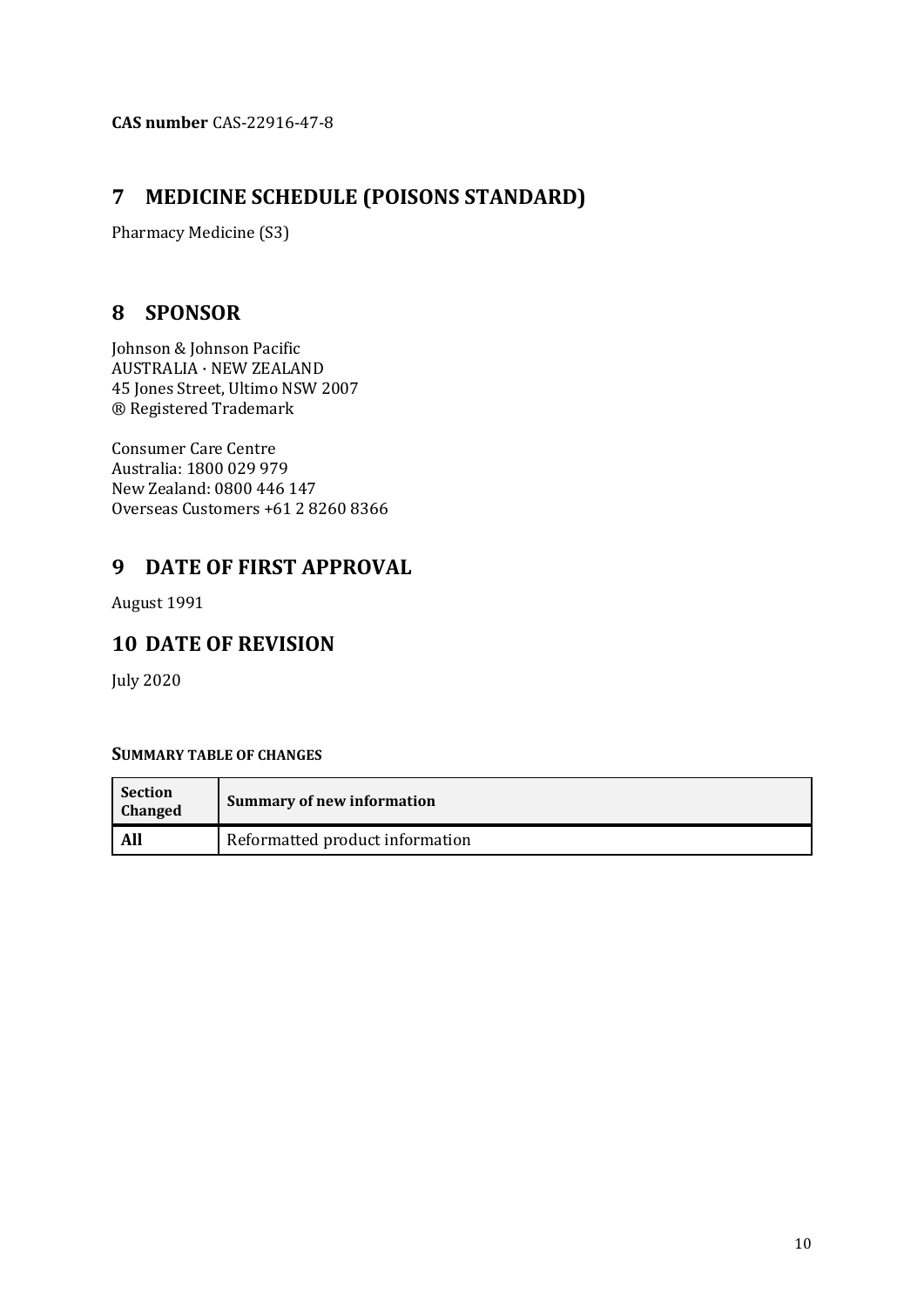**CAS number** CAS-22916-47-8

## 7 MEDICINE SCHEDULE (POISONS STANDARD)

Pharmacy Medicine (S3)

## 8 SPONSOR

Johnson & Johnson Pacific
AUSTRALIA · NEW ZEALAND
45 Jones Street, Ultimo NSW 2007
® Registered Trademark

Consumer Care Centre
Australia: 1800 029 979
New Zealand: 0800 446 147
Overseas Customers +61 2 8260 8366

## 9 DATE OF FIRST APPROVAL

August 1991

## 10 DATE OF REVISION

July 2020

**SUMMARY TABLE OF CHANGES**

| Section Changed | Summary of new information |
| --- | --- |
| **All** | Reformatted product information |